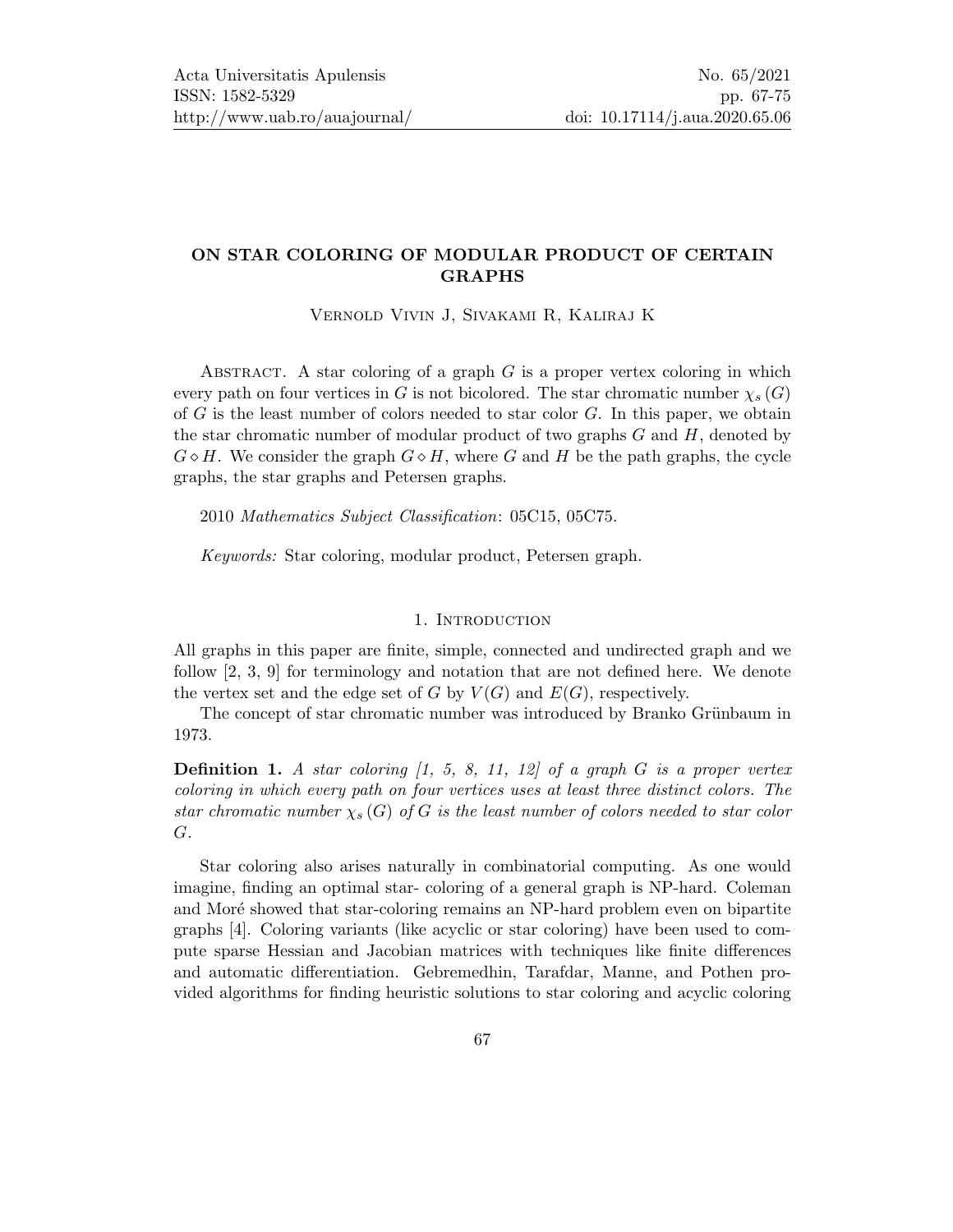# ON STAR COLORING OF MODULAR PRODUCT OF CERTAIN GRAPHS

Vernold Vivin J, Sivakami R, Kaliraj K

Abstract. A star coloring of a graph $G$ is a proper vertex coloring in which every path on four vertices in $G$ is not bicolored. The star chromatic number $\chi_s(G)$ of $G$ is the least number of colors needed to star color $G$. In this paper, we obtain the star chromatic number of modular product of two graphs $G$ and $H$, denoted by $G \diamond H$. We consider the graph $G \diamond H$, where $G$ and $H$ be the path graphs, the cycle graphs, the star graphs and Petersen graphs.

2010 *Mathematics Subject Classification*: 05C15, 05C75.

*Keywords:* Star coloring, modular product, Petersen graph.

## 1. Introduction

All graphs in this paper are finite, simple, connected and undirected graph and we follow [2, 3, 9] for terminology and notation that are not defined here. We denote the vertex set and the edge set of $G$ by $V(G)$ and $E(G)$, respectively.

The concept of star chromatic number was introduced by Branko Grünbaum in 1973.

**Definition 1.** *A star coloring [1, 5, 8, 11, 12] of a graph $G$ is a proper vertex coloring in which every path on four vertices uses at least three distinct colors. The star chromatic number $\chi_s(G)$ of $G$ is the least number of colors needed to star color $G$.*

Star coloring also arises naturally in combinatorial computing. As one would imagine, finding an optimal star- coloring of a general graph is NP-hard. Coleman and Moré showed that star-coloring remains an NP-hard problem even on bipartite graphs [4]. Coloring variants (like acyclic or star coloring) have been used to compute sparse Hessian and Jacobian matrices with techniques like finite differences and automatic differentiation. Gebremedhin, Tarafdar, Manne, and Pothen provided algorithms for finding heuristic solutions to star coloring and acyclic coloring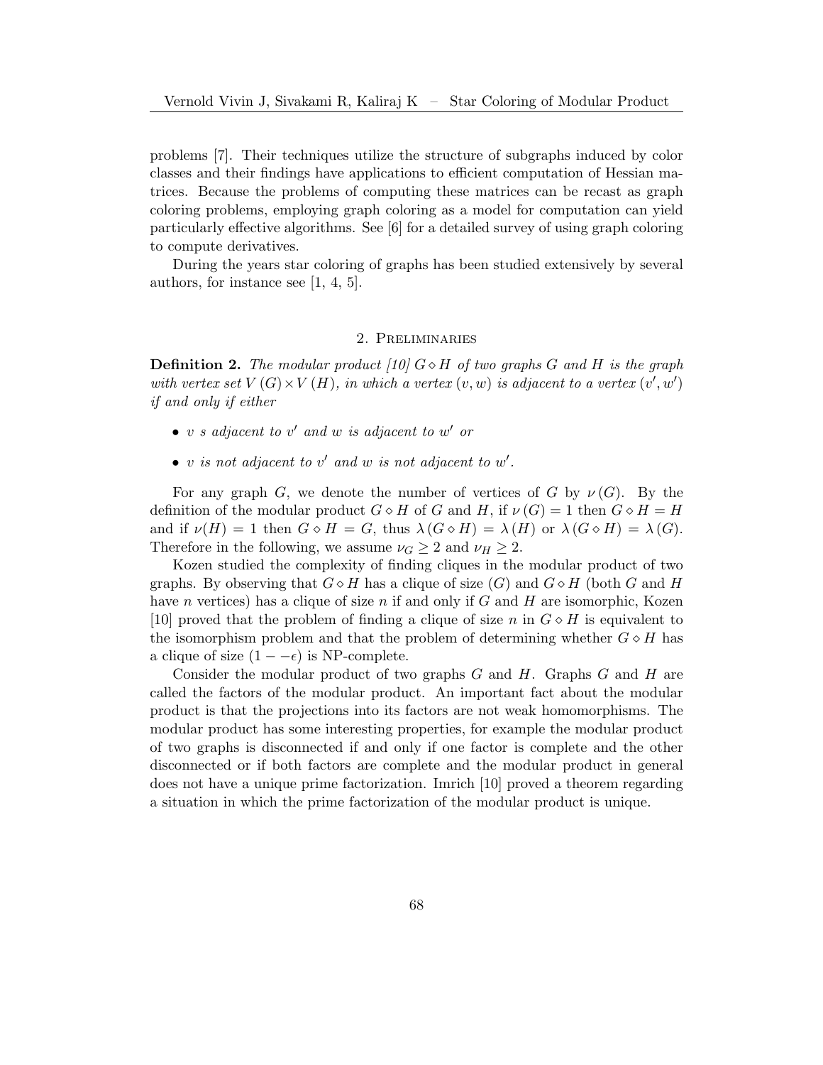problems [7]. Their techniques utilize the structure of subgraphs induced by color classes and their findings have applications to efficient computation of Hessian matrices. Because the problems of computing these matrices can be recast as graph coloring problems, employing graph coloring as a model for computation can yield particularly effective algorithms. See [6] for a detailed survey of using graph coloring to compute derivatives.

During the years star coloring of graphs has been studied extensively by several authors, for instance see [1, 4, 5].

## 2. Preliminaries

**Definition 2.** *The modular product [10] $G \diamond H$ of two graphs $G$ and $H$ is the graph with vertex set $V(G) \times V(H)$, in which a vertex $(v, w)$ is adjacent to a vertex $(v', w')$ if and only if either*

- *$v$ s adjacent to $v'$ and $w$ is adjacent to $w'$ or*
- *$v$ is not adjacent to $v'$ and $w$ is not adjacent to $w'$.*

For any graph $G$, we denote the number of vertices of $G$ by $\nu(G)$. By the definition of the modular product $G \diamond H$ of $G$ and $H$, if $\nu(G) = 1$ then $G \diamond H = H$ and if $\nu(H) = 1$ then $G \diamond H = G$, thus $\lambda(G \diamond H) = \lambda(H)$ or $\lambda(G \diamond H) = \lambda(G)$. Therefore in the following, we assume $\nu_G \geq 2$ and $\nu_H \geq 2$.

Kozen studied the complexity of finding cliques in the modular product of two graphs. By observing that $G \diamond H$ has a clique of size $(G)$ and $G \diamond H$ (both $G$ and $H$ have $n$ vertices) has a clique of size $n$ if and only if $G$ and $H$ are isomorphic, Kozen [10] proved that the problem of finding a clique of size $n$ in $G \diamond H$ is equivalent to the isomorphism problem and that the problem of determining whether $G \diamond H$ has a clique of size $(1 - -\epsilon)$ is NP-complete.

Consider the modular product of two graphs $G$ and $H$. Graphs $G$ and $H$ are called the factors of the modular product. An important fact about the modular product is that the projections into its factors are not weak homomorphisms. The modular product has some interesting properties, for example the modular product of two graphs is disconnected if and only if one factor is complete and the other disconnected or if both factors are complete and the modular product in general does not have a unique prime factorization. Imrich [10] proved a theorem regarding a situation in which the prime factorization of the modular product is unique.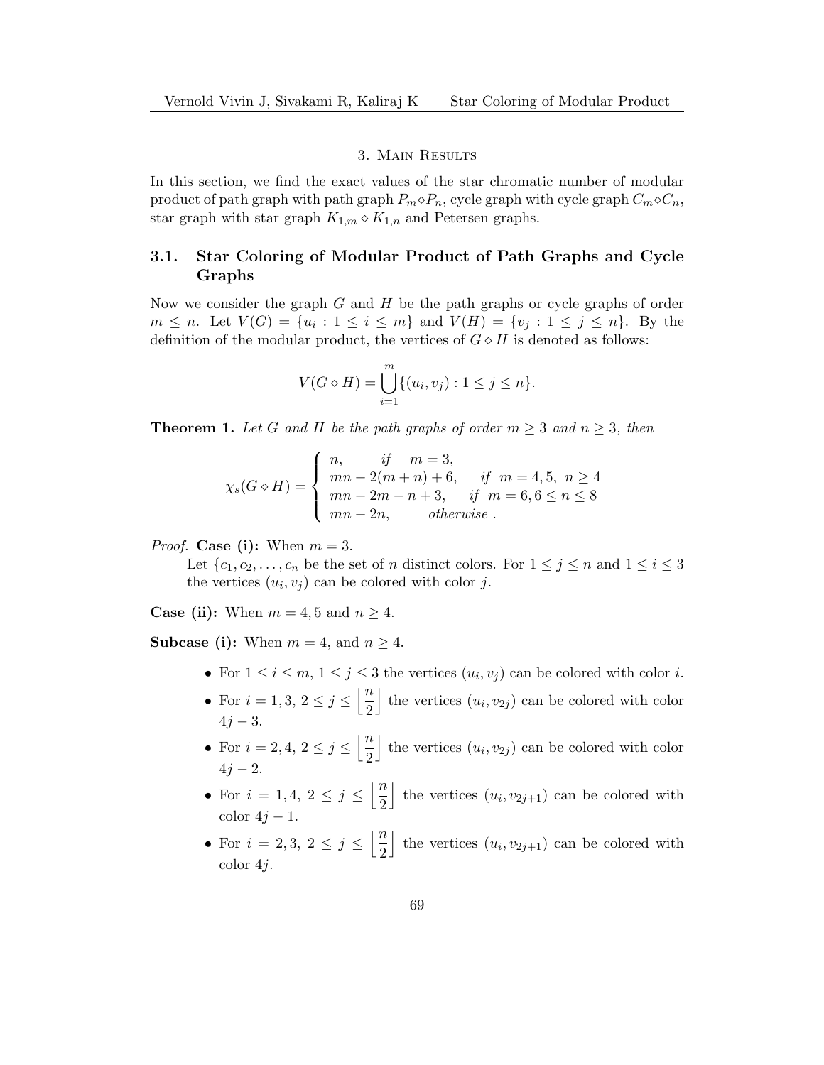## 3. Main Results

In this section, we find the exact values of the star chromatic number of modular product of path graph with path graph $P_m \diamond P_n$, cycle graph with cycle graph $C_m \diamond C_n$, star graph with star graph $K_{1,m} \diamond K_{1,n}$ and Petersen graphs.

### 3.1. Star Coloring of Modular Product of Path Graphs and Cycle Graphs

Now we consider the graph $G$ and $H$ be the path graphs or cycle graphs of order $m \leq n$. Let $V(G) = \{u_i : 1 \leq i \leq m\}$ and $V(H) = \{v_j : 1 \leq j \leq n\}$. By the definition of the modular product, the vertices of $G \diamond H$ is denoted as follows:

$$V(G \diamond H) = \bigcup_{i=1}^{m} \{(u_i, v_j) : 1 \leq j \leq n\}.$$

**Theorem 1.** *Let $G$ and $H$ be the path graphs of order $m \geq 3$ and $n \geq 3$, then*

$$\chi_s(G \diamond H) = \begin{cases} n, & \text{if } \ m = 3, \\ mn - 2(m+n) + 6, & \text{if } \ m = 4, 5, \ n \geq 4 \\ mn - 2m - n + 3, & \text{if } \ m = 6, 6 \leq n \leq 8 \\ mn - 2n, & \text{otherwise} . \end{cases}$$

*Proof.* **Case (i):** When $m = 3$.

Let $\{c_1, c_2, \ldots, c_n$ be the set of $n$ distinct colors. For $1 \leq j \leq n$ and $1 \leq i \leq 3$ the vertices $(u_i, v_j)$ can be colored with color $j$.

**Case (ii):** When $m = 4, 5$ and $n \geq 4$.

**Subcase (i):** When $m = 4$, and $n \geq 4$.

- For $1 \leq i \leq m$, $1 \leq j \leq 3$ the vertices $(u_i, v_j)$ can be colored with color $i$.
- For $i = 1, 3$, $2 \leq j \leq \left\lfloor \frac{n}{2} \right\rfloor$ the vertices $(u_i, v_{2j})$ can be colored with color $4j - 3$.
- For $i = 2, 4$, $2 \leq j \leq \left\lfloor \frac{n}{2} \right\rfloor$ the vertices $(u_i, v_{2j})$ can be colored with color $4j - 2$.
- For $i = 1, 4$, $2 \leq j \leq \left\lfloor \frac{n}{2} \right\rfloor$ the vertices $(u_i, v_{2j+1})$ can be colored with color $4j - 1$.
- For $i = 2, 3$, $2 \leq j \leq \left\lfloor \frac{n}{2} \right\rfloor$ the vertices $(u_i, v_{2j+1})$ can be colored with color $4j$.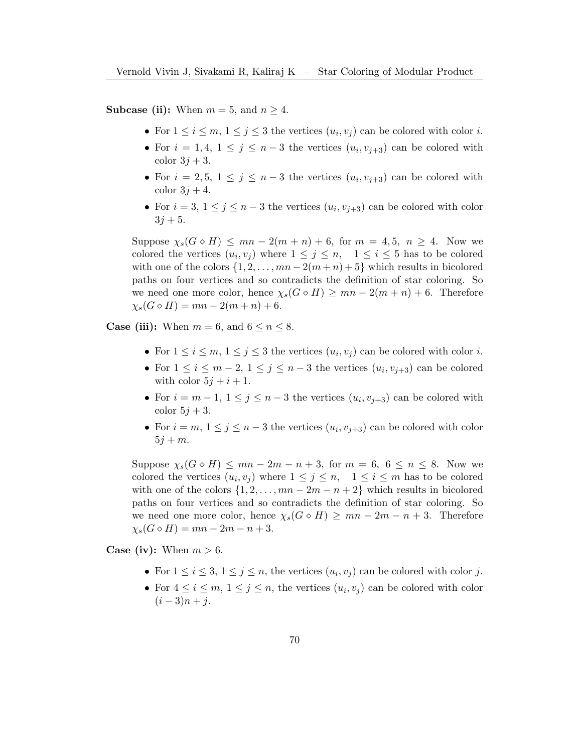**Subcase (ii):** When $m = 5$, and $n \geq 4$.

- For $1 \leq i \leq m$, $1 \leq j \leq 3$ the vertices $(u_i, v_j)$ can be colored with color $i$.
- For $i = 1, 4$, $1 \leq j \leq n-3$ the vertices $(u_i, v_{j+3})$ can be colored with color $3j + 3$.
- For $i = 2, 5$, $1 \leq j \leq n-3$ the vertices $(u_i, v_{j+3})$ can be colored with color $3j + 4$.
- For $i = 3$, $1 \leq j \leq n-3$ the vertices $(u_i, v_{j+3})$ can be colored with color $3j + 5$.

Suppose $\chi_s(G \diamond H) \leq mn - 2(m+n) + 6$, for $m = 4, 5$, $n \geq 4$. Now we colored the vertices $(u_i, v_j)$ where $1 \leq j \leq n$, $1 \leq i \leq 5$ has to be colored with one of the colors $\{1, 2, \ldots, mn - 2(m+n) + 5\}$ which results in bicolored paths on four vertices and so contradicts the definition of star coloring. So we need one more color, hence $\chi_s(G \diamond H) \geq mn - 2(m+n) + 6$. Therefore $\chi_s(G \diamond H) = mn - 2(m+n) + 6$.

**Case (iii):** When $m = 6$, and $6 \leq n \leq 8$.

- For $1 \leq i \leq m$, $1 \leq j \leq 3$ the vertices $(u_i, v_j)$ can be colored with color $i$.
- For $1 \leq i \leq m-2$, $1 \leq j \leq n-3$ the vertices $(u_i, v_{j+3})$ can be colored with color $5j + i + 1$.
- For $i = m-1$, $1 \leq j \leq n-3$ the vertices $(u_i, v_{j+3})$ can be colored with color $5j + 3$.
- For $i = m$, $1 \leq j \leq n-3$ the vertices $(u_i, v_{j+3})$ can be colored with color $5j + m$.

Suppose $\chi_s(G \diamond H) \leq mn - 2m - n + 3$, for $m = 6$, $6 \leq n \leq 8$. Now we colored the vertices $(u_i, v_j)$ where $1 \leq j \leq n$, $1 \leq i \leq m$ has to be colored with one of the colors $\{1, 2, \ldots, mn - 2m - n + 2\}$ which results in bicolored paths on four vertices and so contradicts the definition of star coloring. So we need one more color, hence $\chi_s(G \diamond H) \geq mn - 2m - n + 3$. Therefore $\chi_s(G \diamond H) = mn - 2m - n + 3$.

**Case (iv):** When $m > 6$.

- For $1 \leq i \leq 3$, $1 \leq j \leq n$, the vertices $(u_i, v_j)$ can be colored with color $j$.
- For $4 \leq i \leq m$, $1 \leq j \leq n$, the vertices $(u_i, v_j)$ can be colored with color $(i-3)n + j$.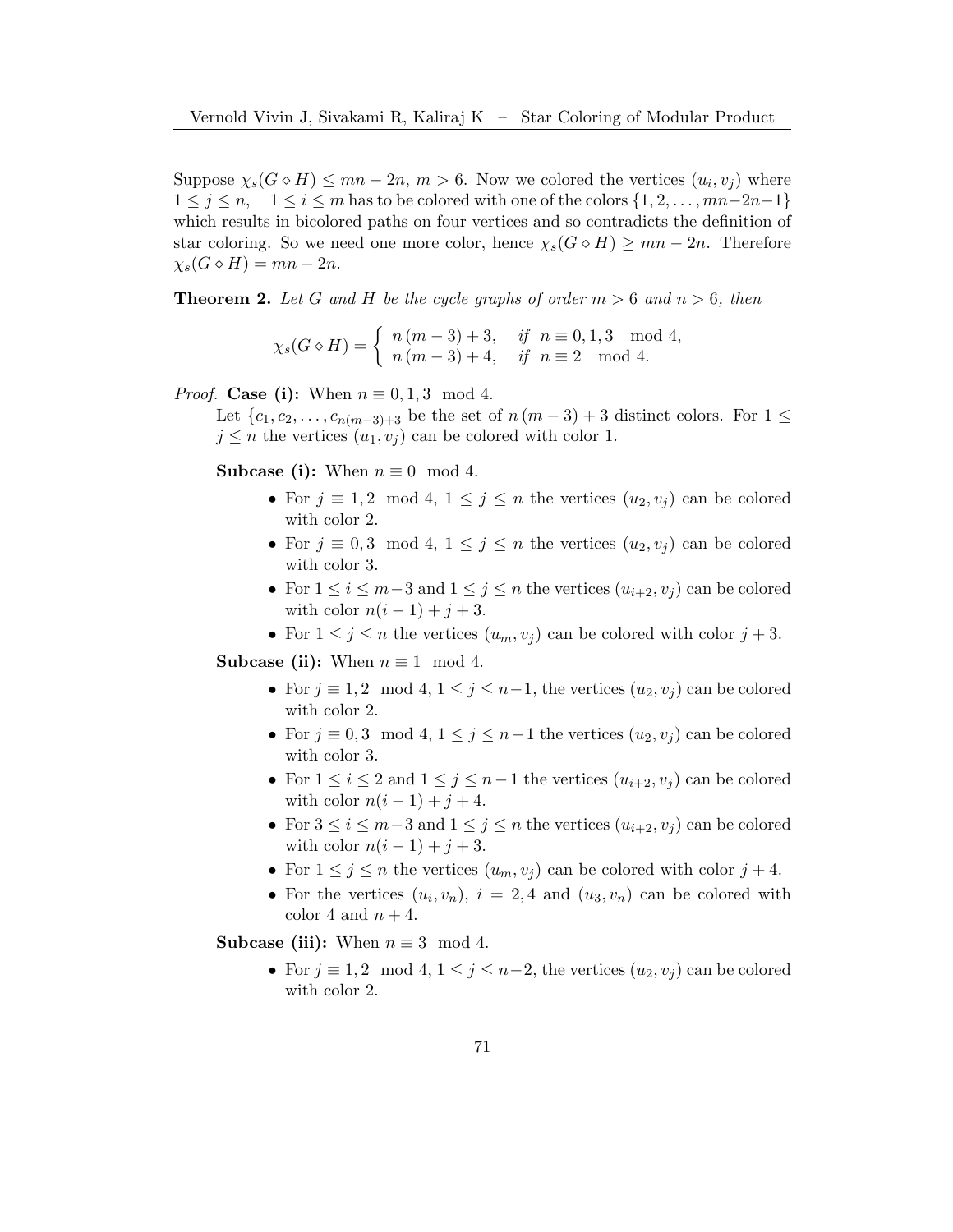Suppose $\chi_s(G \diamond H) \leq mn - 2n$, $m > 6$. Now we colored the vertices $(u_i, v_j)$ where $1 \leq j \leq n$, $\quad 1 \leq i \leq m$ has to be colored with one of the colors $\{1, 2, \ldots, mn - 2n - 1\}$ which results in bicolored paths on four vertices and so contradicts the definition of star coloring. So we need one more color, hence $\chi_s(G \diamond H) \geq mn - 2n$. Therefore $\chi_s(G \diamond H) = mn - 2n$.

**Theorem 2.** *Let $G$ and $H$ be the cycle graphs of order $m > 6$ and $n > 6$, then*

$$\chi_s(G \diamond H) = \begin{cases} n\,(m-3) + 3, & \text{if } \; n \equiv 0, 1, 3 \mod 4, \\ n\,(m-3) + 4, & \text{if } \; n \equiv 2 \mod 4. \end{cases}$$

*Proof.* **Case (i):** When $n \equiv 0, 1, 3 \mod 4$.

Let $\{c_1, c_2, \ldots, c_{n(m-3)+3}\}$ be the set of $n\,(m-3) + 3$ distinct colors. For $1 \leq j \leq n$ the vertices $(u_1, v_j)$ can be colored with color 1.

**Subcase (i):** When $n \equiv 0 \mod 4$.

- For $j \equiv 1, 2 \mod 4$, $1 \leq j \leq n$ the vertices $(u_2, v_j)$ can be colored with color 2.
- For $j \equiv 0, 3 \mod 4$, $1 \leq j \leq n$ the vertices $(u_2, v_j)$ can be colored with color 3.
- For $1 \leq i \leq m-3$ and $1 \leq j \leq n$ the vertices $(u_{i+2}, v_j)$ can be colored with color $n(i-1) + j + 3$.
- For $1 \leq j \leq n$ the vertices $(u_m, v_j)$ can be colored with color $j + 3$.

**Subcase (ii):** When $n \equiv 1 \mod 4$.

- For $j \equiv 1, 2 \mod 4$, $1 \leq j \leq n-1$, the vertices $(u_2, v_j)$ can be colored with color 2.
- For $j \equiv 0, 3 \mod 4$, $1 \leq j \leq n-1$ the vertices $(u_2, v_j)$ can be colored with color 3.
- For $1 \leq i \leq 2$ and $1 \leq j \leq n-1$ the vertices $(u_{i+2}, v_j)$ can be colored with color $n(i-1) + j + 4$.
- For $3 \leq i \leq m-3$ and $1 \leq j \leq n$ the vertices $(u_{i+2}, v_j)$ can be colored with color $n(i-1) + j + 3$.
- For $1 \leq j \leq n$ the vertices $(u_m, v_j)$ can be colored with color $j + 4$.
- For the vertices $(u_i, v_n)$, $i = 2, 4$ and $(u_3, v_n)$ can be colored with color 4 and $n + 4$.

**Subcase (iii):** When $n \equiv 3 \mod 4$.

- For $j \equiv 1, 2 \mod 4$, $1 \leq j \leq n-2$, the vertices $(u_2, v_j)$ can be colored with color 2.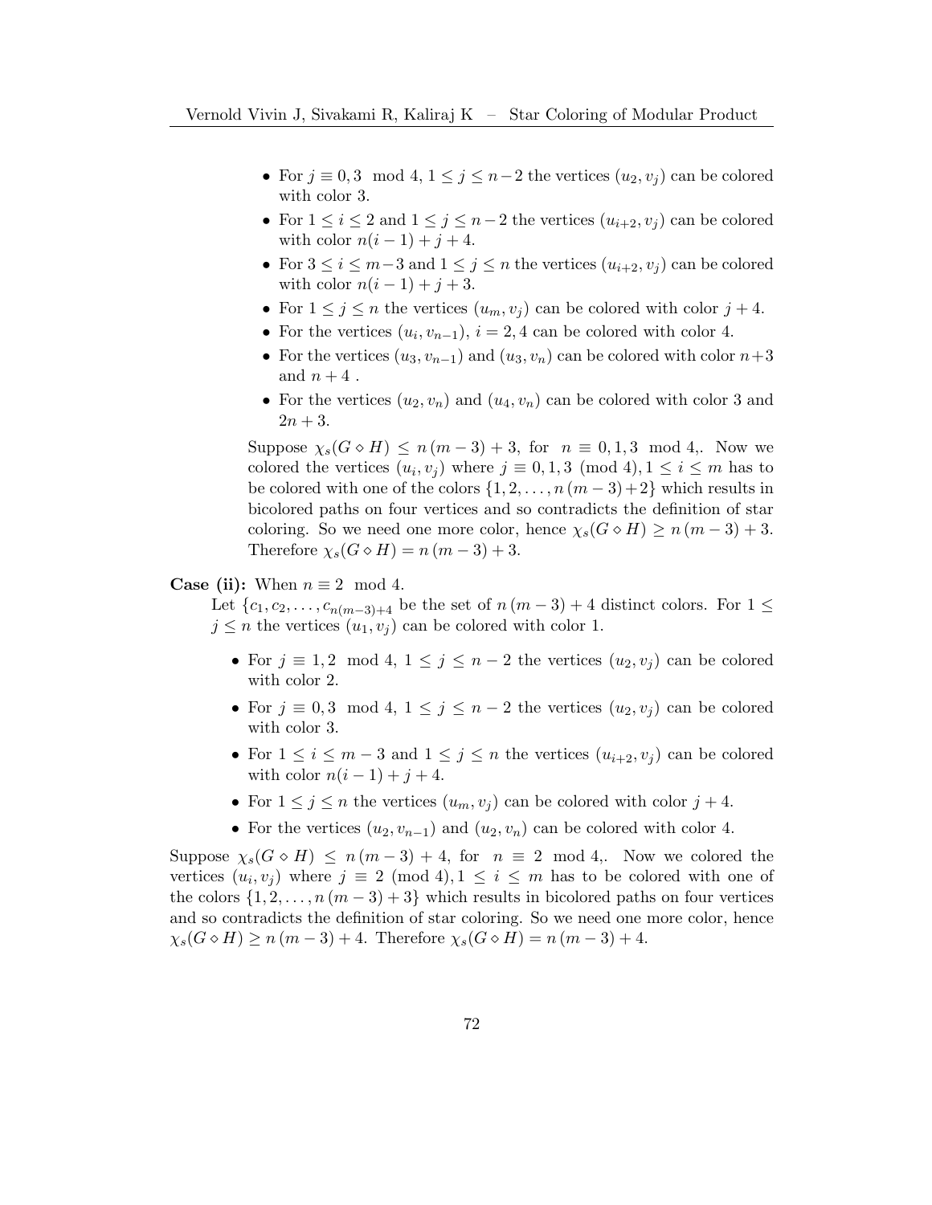- For $j \equiv 0, 3 \mod 4$, $1 \leq j \leq n-2$ the vertices $(u_2, v_j)$ can be colored with color 3.
- For $1 \leq i \leq 2$ and $1 \leq j \leq n-2$ the vertices $(u_{i+2}, v_j)$ can be colored with color $n(i-1)+j+4$.
- For $3 \leq i \leq m-3$ and $1 \leq j \leq n$ the vertices $(u_{i+2}, v_j)$ can be colored with color $n(i-1)+j+3$.
- For $1 \leq j \leq n$ the vertices $(u_m, v_j)$ can be colored with color $j+4$.
- For the vertices $(u_i, v_{n-1})$, $i = 2, 4$ can be colored with color 4.
- For the vertices $(u_3, v_{n-1})$ and $(u_3, v_n)$ can be colored with color $n+3$ and $n+4$ .
- For the vertices $(u_2, v_n)$ and $(u_4, v_n)$ can be colored with color 3 and $2n+3$.

Suppose $\chi_s(G \diamond H) \leq n(m-3)+3$, for $n \equiv 0, 1, 3 \mod 4$,. Now we colored the vertices $(u_i, v_j)$ where $j \equiv 0, 1, 3 \pmod 4, 1 \leq i \leq m$ has to be colored with one of the colors $\{1, 2, \ldots, n(m-3)+2\}$ which results in bicolored paths on four vertices and so contradicts the definition of star coloring. So we need one more color, hence $\chi_s(G \diamond H) \geq n(m-3)+3$. Therefore $\chi_s(G \diamond H) = n(m-3)+3$.

**Case (ii):** When $n \equiv 2 \mod 4$.

Let $\{c_1, c_2, \ldots, c_{n(m-3)+4}$ be the set of $n(m-3)+4$ distinct colors. For $1 \leq j \leq n$ the vertices $(u_1, v_j)$ can be colored with color 1.

- For $j \equiv 1, 2 \mod 4$, $1 \leq j \leq n-2$ the vertices $(u_2, v_j)$ can be colored with color 2.
- For $j \equiv 0, 3 \mod 4$, $1 \leq j \leq n-2$ the vertices $(u_2, v_j)$ can be colored with color 3.
- For $1 \leq i \leq m-3$ and $1 \leq j \leq n$ the vertices $(u_{i+2}, v_j)$ can be colored with color $n(i-1)+j+4$.
- For $1 \leq j \leq n$ the vertices $(u_m, v_j)$ can be colored with color $j+4$.
- For the vertices $(u_2, v_{n-1})$ and $(u_2, v_n)$ can be colored with color 4.

Suppose $\chi_s(G \diamond H) \leq n(m-3)+4$, for $n \equiv 2 \mod 4$,. Now we colored the vertices $(u_i, v_j)$ where $j \equiv 2 \pmod 4, 1 \leq i \leq m$ has to be colored with one of the colors $\{1, 2, \ldots, n(m-3)+3\}$ which results in bicolored paths on four vertices and so contradicts the definition of star coloring. So we need one more color, hence $\chi_s(G \diamond H) \geq n(m-3)+4$. Therefore $\chi_s(G \diamond H) = n(m-3)+4$.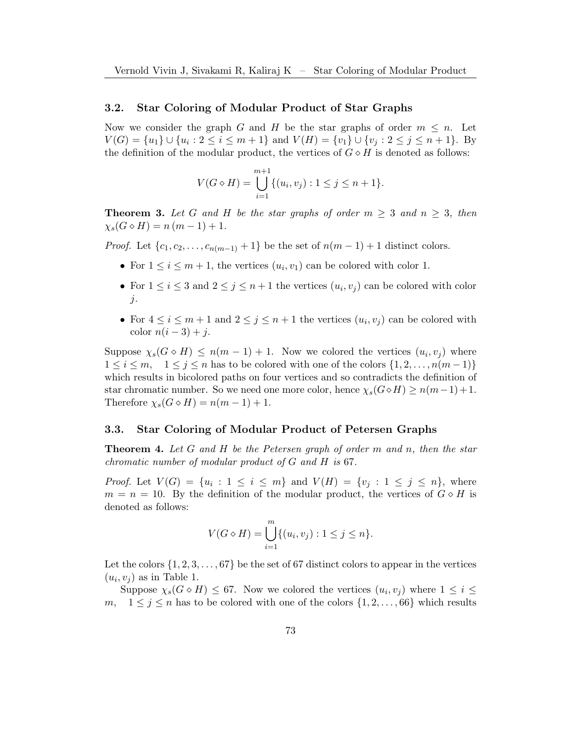### 3.2. Star Coloring of Modular Product of Star Graphs

Now we consider the graph $G$ and $H$ be the star graphs of order $m \le n$. Let $V(G) = \{u_1\} \cup \{u_i : 2 \le i \le m+1\}$ and $V(H) = \{v_1\} \cup \{v_j : 2 \le j \le n+1\}$. By the definition of the modular product, the vertices of $G \diamond H$ is denoted as follows:

$$V(G \diamond H) = \bigcup_{i=1}^{m+1} \{(u_i, v_j) : 1 \le j \le n+1\}.$$

**Theorem 3.** *Let $G$ and $H$ be the star graphs of order $m \ge 3$ and $n \ge 3$, then $\chi_s(G \diamond H) = n\,(m-1) + 1$.*

*Proof.* Let $\{c_1, c_2, \ldots, c_{n(m-1)} + 1\}$ be the set of $n(m-1)+1$ distinct colors.

- For $1 \le i \le m+1$, the vertices $(u_i, v_1)$ can be colored with color 1.
- For $1 \le i \le 3$ and $2 \le j \le n+1$ the vertices $(u_i, v_j)$ can be colored with color $j$.
- For $4 \le i \le m+1$ and $2 \le j \le n+1$ the vertices $(u_i, v_j)$ can be colored with color $n(i-3)+j$.

Suppose $\chi_s(G \diamond H) \le n(m-1)+1$. Now we colored the vertices $(u_i, v_j)$ where $1 \le i \le m, \quad 1 \le j \le n$ has to be colored with one of the colors $\{1, 2, \ldots, n(m-1)\}$ which results in bicolored paths on four vertices and so contradicts the definition of star chromatic number. So we need one more color, hence $\chi_s(G \diamond H) \ge n(m-1)+1$. Therefore $\chi_s(G \diamond H) = n(m-1)+1$.

### 3.3. Star Coloring of Modular Product of Petersen Graphs

**Theorem 4.** *Let $G$ and $H$ be the Petersen graph of order $m$ and $n$, then the star chromatic number of modular product of $G$ and $H$ is 67.*

*Proof.* Let $V(G) = \{u_i : 1 \le i \le m\}$ and $V(H) = \{v_j : 1 \le j \le n\}$, where $m = n = 10$. By the definition of the modular product, the vertices of $G \diamond H$ is denoted as follows:

$$V(G \diamond H) = \bigcup_{i=1}^{m} \{(u_i, v_j) : 1 \le j \le n\}.$$

Let the colors $\{1, 2, 3, \ldots, 67\}$ be the set of 67 distinct colors to appear in the vertices $(u_i, v_j)$ as in Table 1.

Suppose $\chi_s(G \diamond H) \le 67$. Now we colored the vertices $(u_i, v_j)$ where $1 \le i \le m, \quad 1 \le j \le n$ has to be colored with one of the colors $\{1, 2, \ldots, 66\}$ which results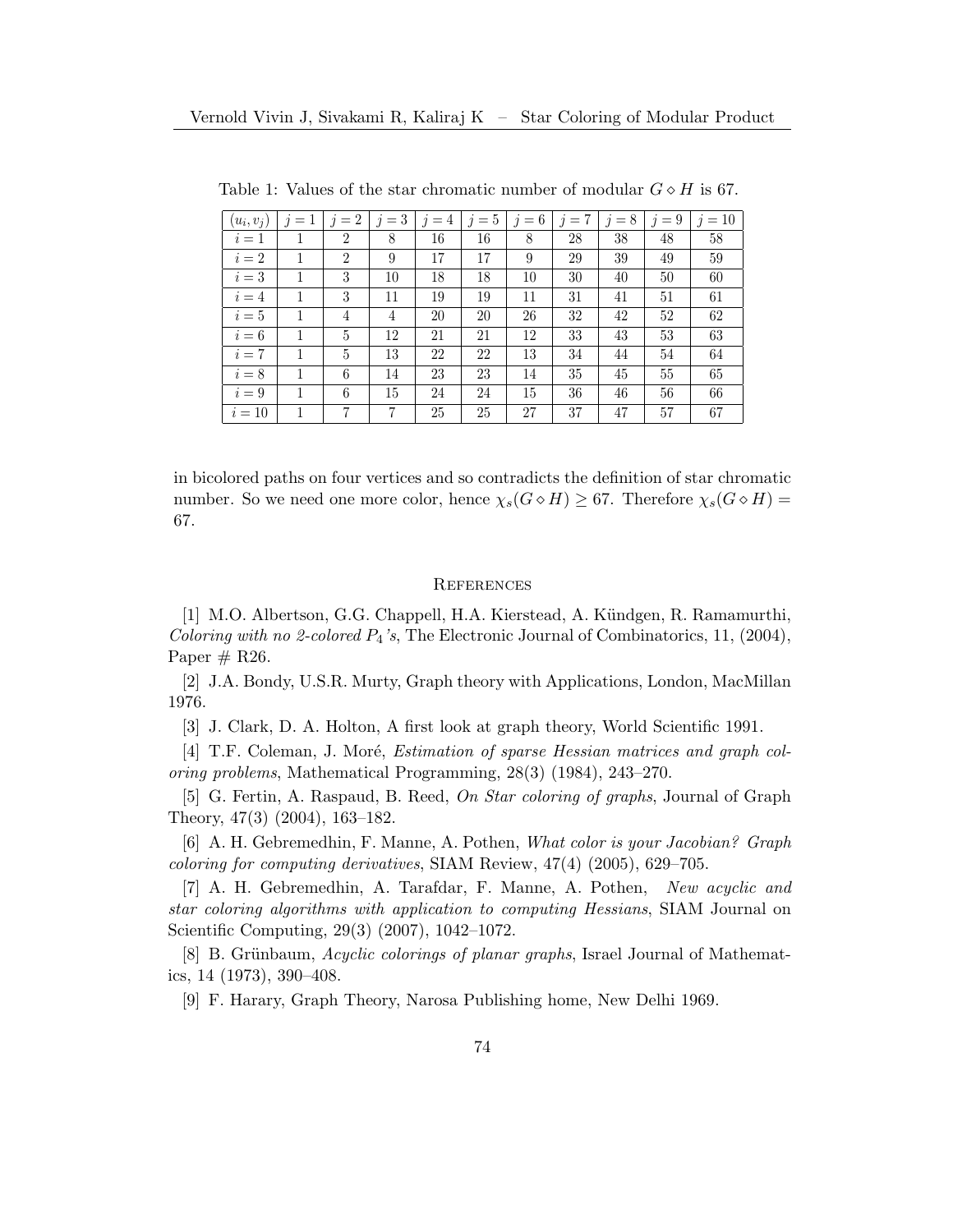Table 1: Values of the star chromatic number of modular $G \diamond H$ is 67.

| $(u_i, v_j)$ | $j=1$ | $j=2$ | $j=3$ | $j=4$ | $j=5$ | $j=6$ | $j=7$ | $j=8$ | $j=9$ | $j=10$ |
|---|---|---|---|---|---|---|---|---|---|---|
| $i=1$ | 1 | 2 | 8 | 16 | 16 | 8 | 28 | 38 | 48 | 58 |
| $i=2$ | 1 | 2 | 9 | 17 | 17 | 9 | 29 | 39 | 49 | 59 |
| $i=3$ | 1 | 3 | 10 | 18 | 18 | 10 | 30 | 40 | 50 | 60 |
| $i=4$ | 1 | 3 | 11 | 19 | 19 | 11 | 31 | 41 | 51 | 61 |
| $i=5$ | 1 | 4 | 4 | 20 | 20 | 26 | 32 | 42 | 52 | 62 |
| $i=6$ | 1 | 5 | 12 | 21 | 21 | 12 | 33 | 43 | 53 | 63 |
| $i=7$ | 1 | 5 | 13 | 22 | 22 | 13 | 34 | 44 | 54 | 64 |
| $i=8$ | 1 | 6 | 14 | 23 | 23 | 14 | 35 | 45 | 55 | 65 |
| $i=9$ | 1 | 6 | 15 | 24 | 24 | 15 | 36 | 46 | 56 | 66 |
| $i=10$ | 1 | 7 | 7 | 25 | 25 | 27 | 37 | 47 | 57 | 67 |

in bicolored paths on four vertices and so contradicts the definition of star chromatic number. So we need one more color, hence $\chi_s(G \diamond H) \geq 67$. Therefore $\chi_s(G \diamond H) = 67$.

## References

[1] M.O. Albertson, G.G. Chappell, H.A. Kierstead, A. Kündgen, R. Ramamurthi, *Coloring with no 2-colored $P_4$'s*, The Electronic Journal of Combinatorics, 11, (2004), Paper # R26.

[2] J.A. Bondy, U.S.R. Murty, Graph theory with Applications, London, MacMillan 1976.

[3] J. Clark, D. A. Holton, A first look at graph theory, World Scientific 1991.

[4] T.F. Coleman, J. Moré, *Estimation of sparse Hessian matrices and graph coloring problems*, Mathematical Programming, 28(3) (1984), 243–270.

[5] G. Fertin, A. Raspaud, B. Reed, *On Star coloring of graphs*, Journal of Graph Theory, 47(3) (2004), 163–182.

[6] A. H. Gebremedhin, F. Manne, A. Pothen, *What color is your Jacobian? Graph coloring for computing derivatives*, SIAM Review, 47(4) (2005), 629–705.

[7] A. H. Gebremedhin, A. Tarafdar, F. Manne, A. Pothen, *New acyclic and star coloring algorithms with application to computing Hessians*, SIAM Journal on Scientific Computing, 29(3) (2007), 1042–1072.

[8] B. Grünbaum, *Acyclic colorings of planar graphs*, Israel Journal of Mathematics, 14 (1973), 390–408.

[9] F. Harary, Graph Theory, Narosa Publishing home, New Delhi 1969.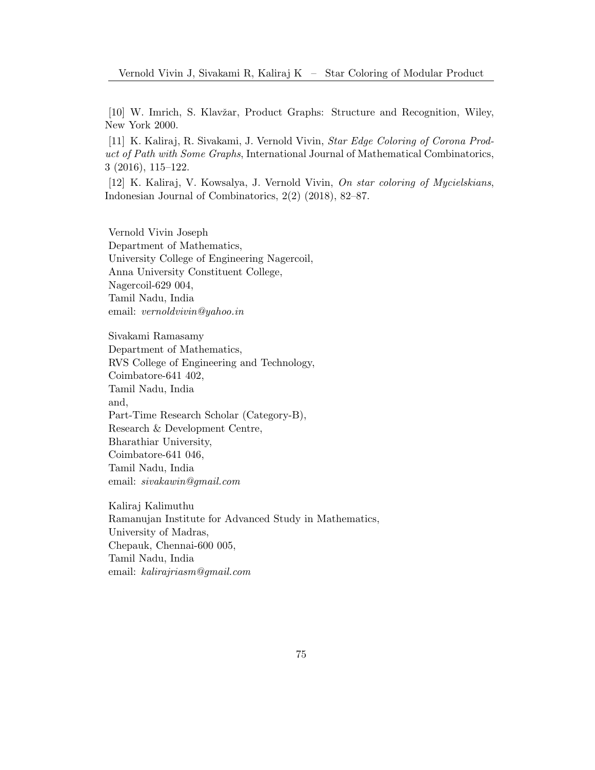[10] W. Imrich, S. Klavžar, Product Graphs: Structure and Recognition, Wiley, New York 2000.

[11] K. Kaliraj, R. Sivakami, J. Vernold Vivin, *Star Edge Coloring of Corona Product of Path with Some Graphs*, International Journal of Mathematical Combinatorics, 3 (2016), 115–122.

[12] K. Kaliraj, V. Kowsalya, J. Vernold Vivin, *On star coloring of Mycielskians*, Indonesian Journal of Combinatorics, 2(2) (2018), 82–87.

Vernold Vivin Joseph  
Department of Mathematics,  
University College of Engineering Nagercoil,  
Anna University Constituent College,  
Nagercoil-629 004,  
Tamil Nadu, India  
email: *vernoldvivin@yahoo.in*

Sivakami Ramasamy  
Department of Mathematics,  
RVS College of Engineering and Technology,  
Coimbatore-641 402,  
Tamil Nadu, India  
and,  
Part-Time Research Scholar (Category-B),  
Research & Development Centre,  
Bharathiar University,  
Coimbatore-641 046,  
Tamil Nadu, India  
email: *sivakawin@gmail.com*

Kaliraj Kalimuthu  
Ramanujan Institute for Advanced Study in Mathematics,  
University of Madras,  
Chepauk, Chennai-600 005,  
Tamil Nadu, India  
email: *kalirajriasm@gmail.com*